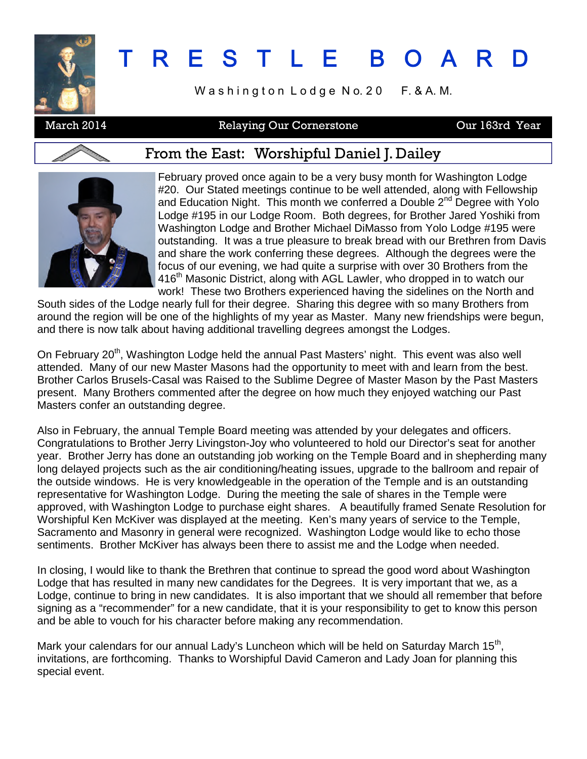# TRESTLE BOARD

Washington Lodge No. 20 F. & A. M.

March 2014 | Relaying Our Cornerstone | Our 163rd Year

## From the East: Worshipful Daniel J. Dailey

February proved once again to be a very busy month for Washington Lodge #20. Our Stated meetings continue to be well attended, along with Fellowship and Education Night. This month we conferred a Double 2nd Degree with Yolo Lodge #195 in our Lodge Room. Both degrees, for Brother Jared Yoshiki from Washington Lodge and Brother Michael DiMasso from Yolo Lodge #195 were outstanding. It was a true pleasure to break bread with our Brethren from Davis and share the work conferring these degrees. Although the degrees were the focus of our evening, we had quite a surprise with over 30 Brothers from the 416th Masonic District, along with AGL Lawler, who dropped in to watch our work! These two Brothers experienced having the sidelines on the North and South sides of the Lodge nearly full for their degree. Sharing this degree with so many Brothers from around the region will be one of the highlights of my year as Master. Many new friendships were begun, and there is now talk about having additional travelling degrees amongst the Lodges.

On February 20th, Washington Lodge held the annual Past Masters' night. This event was also well attended. Many of our new Master Masons had the opportunity to meet with and learn from the best. Brother Carlos Brusels-Casal was Raised to the Sublime Degree of Master Mason by the Past Masters present. Many Brothers commented after the degree on how much they enjoyed watching our Past Masters confer an outstanding degree.

Also in February, the annual Temple Board meeting was attended by your delegates and officers. Congratulations to Brother Jerry Livingston-Joy who volunteered to hold our Director's seat for another year. Brother Jerry has done an outstanding job working on the Temple Board and in shepherding many long delayed projects such as the air conditioning/heating issues, upgrade to the ballroom and repair of the outside windows. He is very knowledgeable in the operation of the Temple and is an outstanding representative for Washington Lodge. During the meeting the sale of shares in the Temple were approved, with Washington Lodge to purchase eight shares. A beautifully framed Senate Resolution for Worshipful Ken McKiver was displayed at the meeting. Ken's many years of service to the Temple, Sacramento and Masonry in general were recognized. Washington Lodge would like to echo those sentiments. Brother McKiver has always been there to assist me and the Lodge when needed.

In closing, I would like to thank the Brethren that continue to spread the good word about Washington Lodge that has resulted in many new candidates for the Degrees. It is very important that we, as a Lodge, continue to bring in new candidates. It is also important that we should all remember that before signing as a "recommender" for a new candidate, that it is your responsibility to get to know this person and be able to vouch for his character before making any recommendation.

Mark your calendars for our annual Lady's Luncheon which will be held on Saturday March 15th, invitations, are forthcoming. Thanks to Worshipful David Cameron and Lady Joan for planning this special event.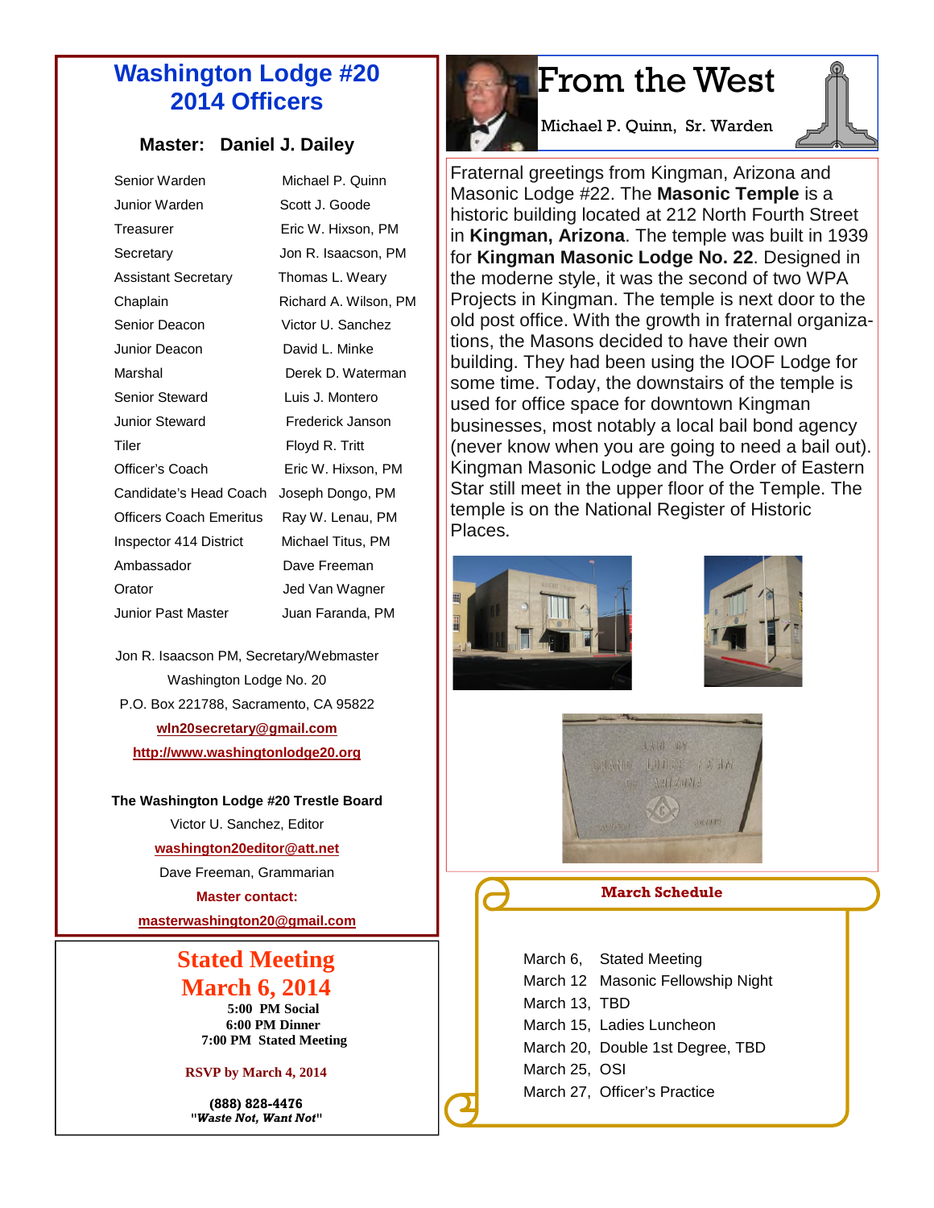# Washington Lodge #20 2014 Officers

**Master: Daniel J. Dailey**

| Office | Name |
|---|---|
| Senior Warden | Michael P. Quinn |
| Junior Warden | Scott J. Goode |
| Treasurer | Eric W. Hixson, PM |
| Secretary | Jon R. Isaacson, PM |
| Assistant Secretary | Thomas L. Weary |
| Chaplain | Richard A. Wilson, PM |
| Senior Deacon | Victor U. Sanchez |
| Junior Deacon | David L. Minke |
| Marshal | Derek D. Waterman |
| Senior Steward | Luis J. Montero |
| Junior Steward | Frederick Janson |
| Tiler | Floyd R. Tritt |
| Officer's Coach | Eric W. Hixson, PM |
| Candidate's Head Coach | Joseph Dongo, PM |
| Officers Coach Emeritus | Ray W. Lenau, PM |
| Inspector 414 District | Michael Titus, PM |
| Ambassador | Dave Freeman |
| Orator | Jed Van Wagner |
| Junior Past Master | Juan Faranda, PM |

Jon R. Isaacson PM, Secretary/Webmaster
Washington Lodge No. 20
P.O. Box 221788, Sacramento, CA 95822
wln20secretary@gmail.com
http://www.washingtonlodge20.org

**The Washington Lodge #20 Trestle Board**
Victor U. Sanchez, Editor
washington20editor@att.net
Dave Freeman, Grammarian
**Master contact:**
masterwashington20@gmail.com

## Stated Meeting March 6, 2014

**5:00 PM Social**
**6:00 PM Dinner**
**7:00 PM Stated Meeting**

**RSVP by March 4, 2014**

**(888) 828-4476**
**"*Waste Not, Want Not*"**

# From the West

Michael P. Quinn, Sr. Warden

Fraternal greetings from Kingman, Arizona and Masonic Lodge #22. The **Masonic Temple** is a historic building located at 212 North Fourth Street in **Kingman, Arizona**. The temple was built in 1939 for **Kingman Masonic Lodge No. 22**. Designed in the moderne style, it was the second of two WPA Projects in Kingman. The temple is next door to the old post office. With the growth in fraternal organizations, the Masons decided to have their own building. They had been using the IOOF Lodge for some time. Today, the downstairs of the temple is used for office space for downtown Kingman businesses, most notably a local bail bond agency (never know when you are going to need a bail out). Kingman Masonic Lodge and The Order of Eastern Star still meet in the upper floor of the Temple. The temple is on the National Register of Historic Places.

## March Schedule

| Date | Event |
|---|---|
| March 6, | Stated Meeting |
| March 12 | Masonic Fellowship Night |
| March 13, | TBD |
| March 15, | Ladies Luncheon |
| March 20, | Double 1st Degree, TBD |
| March 25, | OSI |
| March 27, | Officer's Practice |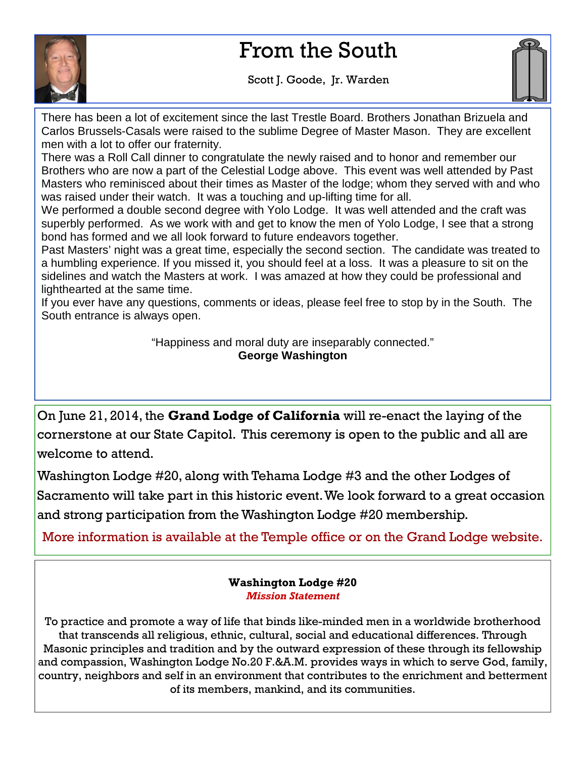# From the South

Scott J. Goode, Jr. Warden

There has been a lot of excitement since the last Trestle Board. Brothers Jonathan Brizuela and Carlos Brussels-Casals were raised to the sublime Degree of Master Mason. They are excellent men with a lot to offer our fraternity.

There was a Roll Call dinner to congratulate the newly raised and to honor and remember our Brothers who are now a part of the Celestial Lodge above. This event was well attended by Past Masters who reminisced about their times as Master of the lodge; whom they served with and who was raised under their watch. It was a touching and up-lifting time for all.

We performed a double second degree with Yolo Lodge. It was well attended and the craft was superbly performed. As we work with and get to know the men of Yolo Lodge, I see that a strong bond has formed and we all look forward to future endeavors together.

Past Masters' night was a great time, especially the second section. The candidate was treated to a humbling experience. If you missed it, you should feel at a loss. It was a pleasure to sit on the sidelines and watch the Masters at work. I was amazed at how they could be professional and lighthearted at the same time.

If you ever have any questions, comments or ideas, please feel free to stop by in the South. The South entrance is always open.

"Happiness and moral duty are inseparably connected."
**George Washington**

---

On June 21, 2014, the **Grand Lodge of California** will re-enact the laying of the cornerstone at our State Capitol. This ceremony is open to the public and all are welcome to attend.

Washington Lodge #20, along with Tehama Lodge #3 and the other Lodges of Sacramento will take part in this historic event. We look forward to a great occasion and strong participation from the Washington Lodge #20 membership.

More information is available at the Temple office or on the Grand Lodge website.

---

**Washington Lodge #20**
***Mission Statement***

To practice and promote a way of life that binds like-minded men in a worldwide brotherhood that transcends all religious, ethnic, cultural, social and educational differences. Through Masonic principles and tradition and by the outward expression of these through its fellowship and compassion, Washington Lodge No.20 F.&A.M. provides ways in which to serve God, family, country, neighbors and self in an environment that contributes to the enrichment and betterment of its members, mankind, and its communities.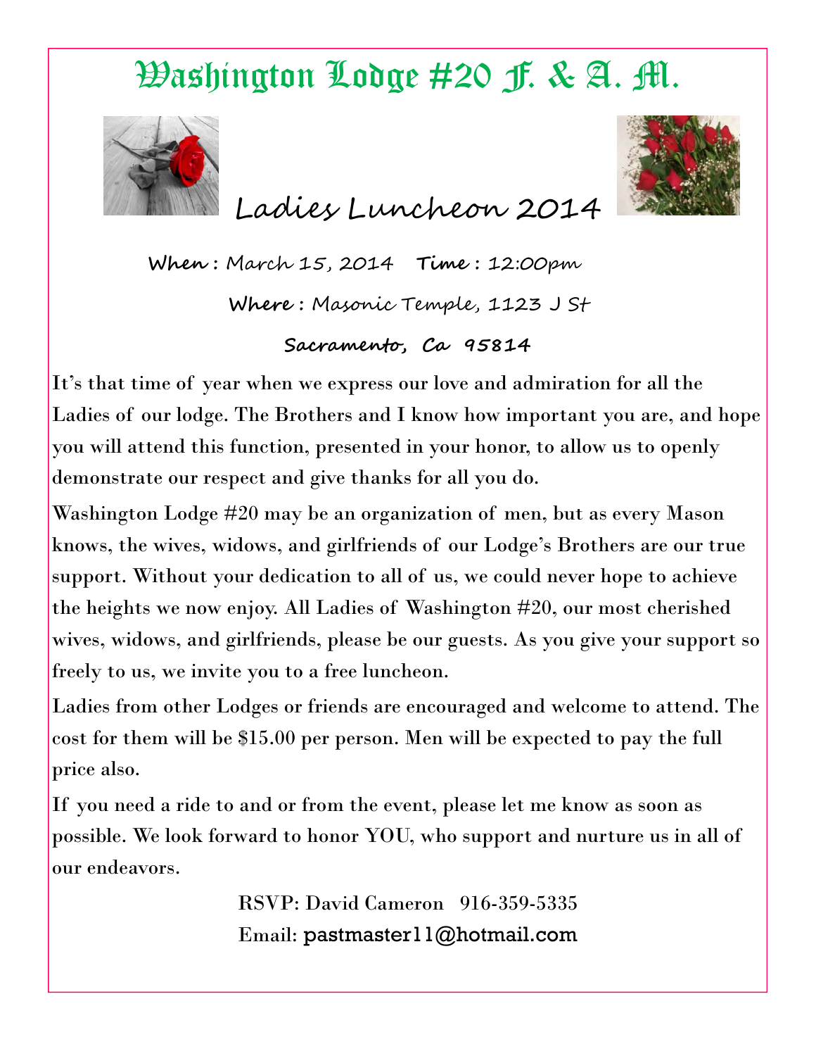# Washington Lodge #20 F. & A. M.

## Ladies Luncheon 2014

**When :** March 15, 2014 **Time :** 12:00pm

**Where :** Masonic Temple, 1123 J St

**Sacramento, Ca 95814**

It's that time of year when we express our love and admiration for all the Ladies of our lodge. The Brothers and I know how important you are, and hope you will attend this function, presented in your honor, to allow us to openly demonstrate our respect and give thanks for all you do.

Washington Lodge #20 may be an organization of men, but as every Mason knows, the wives, widows, and girlfriends of our Lodge's Brothers are our true support. Without your dedication to all of us, we could never hope to achieve the heights we now enjoy. All Ladies of Washington #20, our most cherished wives, widows, and girlfriends, please be our guests. As you give your support so freely to us, we invite you to a free luncheon.

Ladies from other Lodges or friends are encouraged and welcome to attend. The cost for them will be $15.00 per person. Men will be expected to pay the full price also.

If you need a ride to and or from the event, please let me know as soon as possible. We look forward to honor YOU, who support and nurture us in all of our endeavors.

RSVP: David Cameron 916-359-5335

Email: pastmaster11@hotmail.com